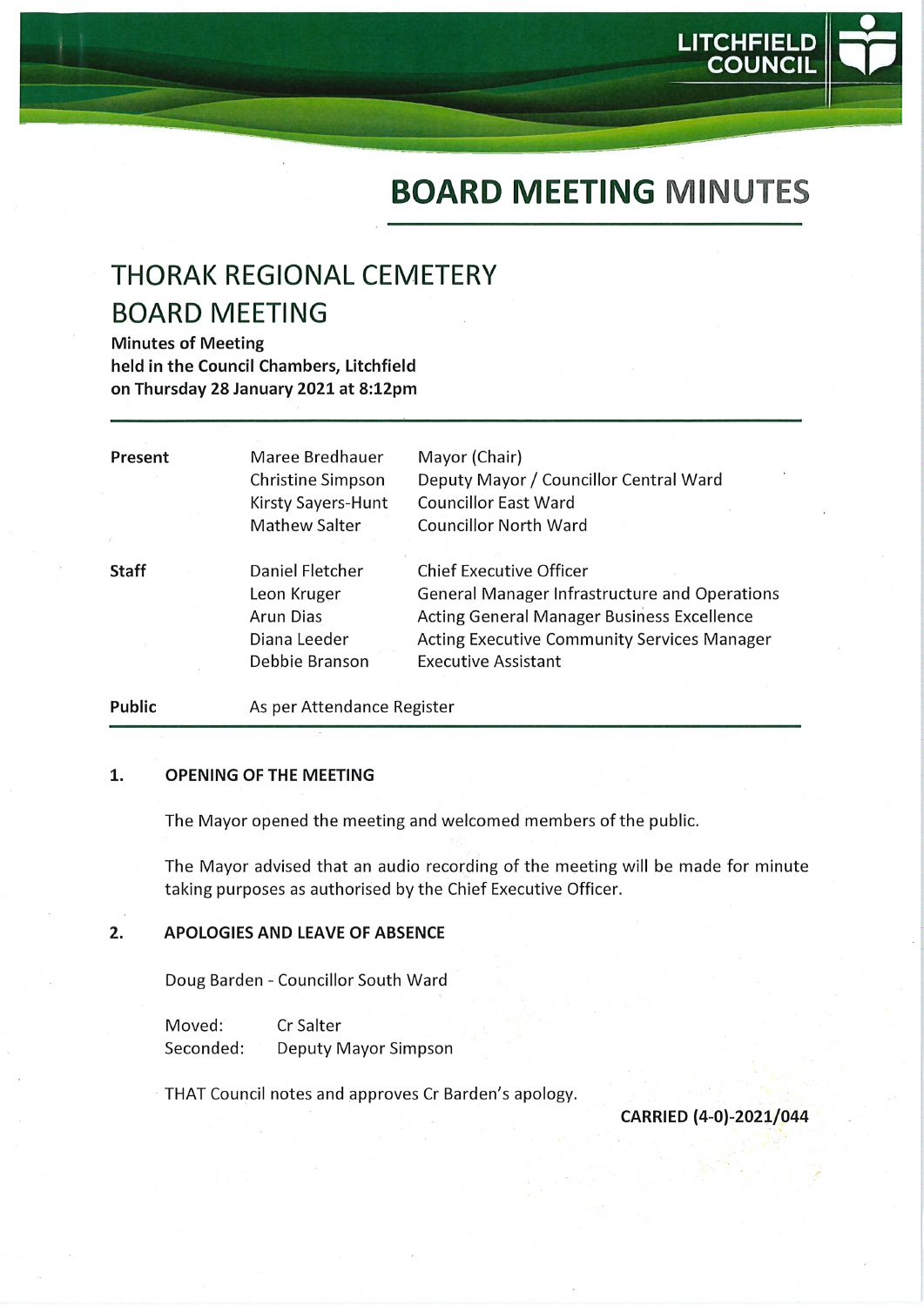# BOARD MEETING MINUTES

## THORAK REGIONAL CEMETERY BOARD MEETING

**Minutes of Meeting**
**held in the Council Chambers, Litchfield**
**on Thursday 28 January 2021 at 8:12pm**

| | | |
|---|---|---|
| **Present** | Maree Bredhauer | Mayor (Chair) |
| | Christine Simpson | Deputy Mayor / Councillor Central Ward |
| | Kirsty Sayers-Hunt | Councillor East Ward |
| | Mathew Salter | Councillor North Ward |
| **Staff** | Daniel Fletcher | Chief Executive Officer |
| | Leon Kruger | General Manager Infrastructure and Operations |
| | Arun Dias | Acting General Manager Business Excellence |
| | Diana Leeder | Acting Executive Community Services Manager |
| | Debbie Branson | Executive Assistant |
| **Public** | As per Attendance Register | |

### 1. OPENING OF THE MEETING

The Mayor opened the meeting and welcomed members of the public.

The Mayor advised that an audio recording of the meeting will be made for minute taking purposes as authorised by the Chief Executive Officer.

### 2. APOLOGIES AND LEAVE OF ABSENCE

Doug Barden - Councillor South Ward

Moved: Cr Salter
Seconded: Deputy Mayor Simpson

THAT Council notes and approves Cr Barden's apology.

**CARRIED (4-0)-2021/044**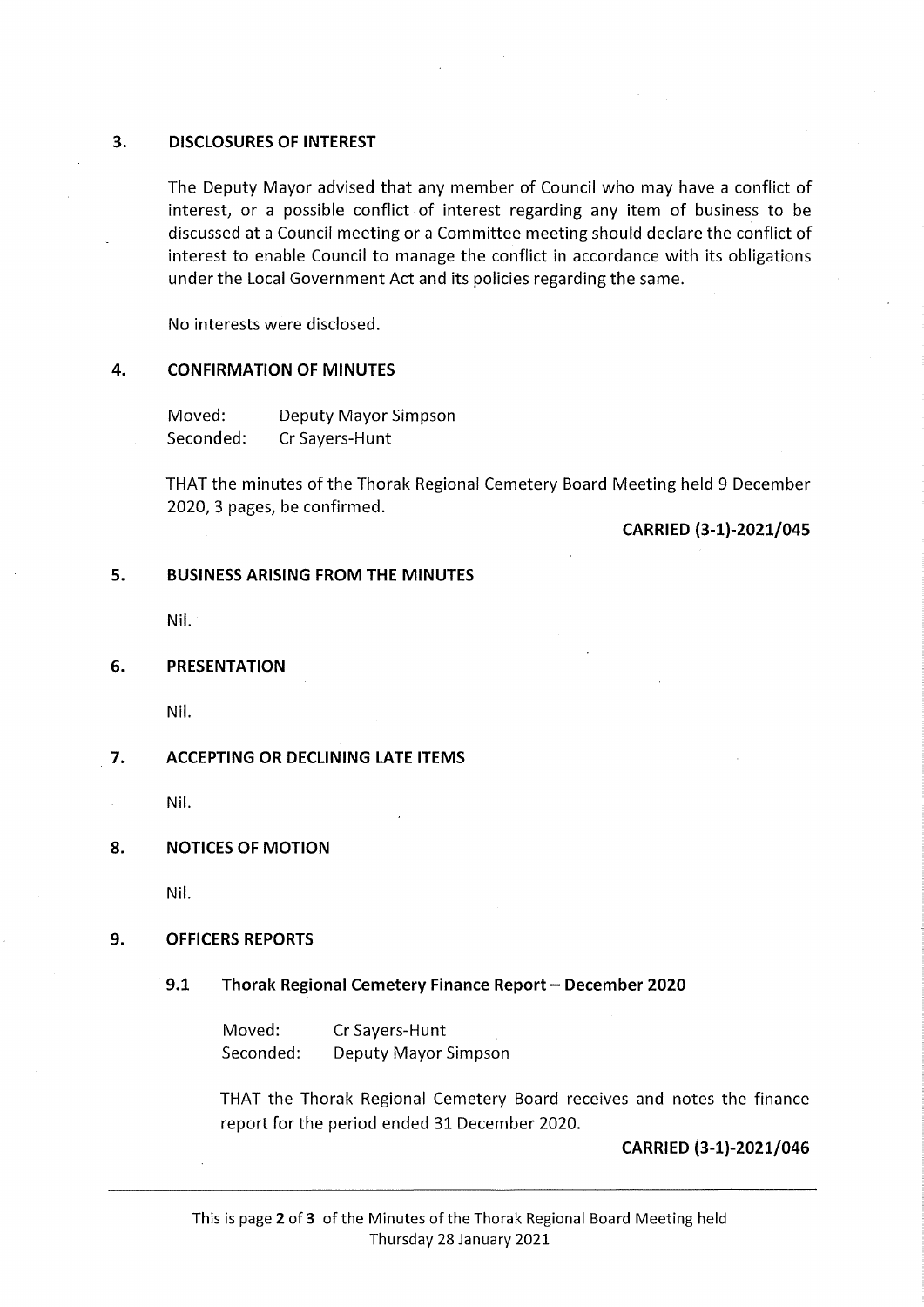## 3. DISCLOSURES OF INTEREST

The Deputy Mayor advised that any member of Council who may have a conflict of interest, or a possible conflict of interest regarding any item of business to be discussed at a Council meeting or a Committee meeting should declare the conflict of interest to enable Council to manage the conflict in accordance with its obligations under the Local Government Act and its policies regarding the same.

No interests were disclosed.

## 4. CONFIRMATION OF MINUTES

Moved: Deputy Mayor Simpson
Seconded: Cr Sayers-Hunt

THAT the minutes of the Thorak Regional Cemetery Board Meeting held 9 December 2020, 3 pages, be confirmed.

**CARRIED (3-1)-2021/045**

## 5. BUSINESS ARISING FROM THE MINUTES

Nil.

## 6. PRESENTATION

Nil.

## 7. ACCEPTING OR DECLINING LATE ITEMS

Nil.

## 8. NOTICES OF MOTION

Nil.

## 9. OFFICERS REPORTS

### 9.1 Thorak Regional Cemetery Finance Report – December 2020

Moved: Cr Sayers-Hunt
Seconded: Deputy Mayor Simpson

THAT the Thorak Regional Cemetery Board receives and notes the finance report for the period ended 31 December 2020.

**CARRIED (3-1)-2021/046**

This is page **2** of **3** of the Minutes of the Thorak Regional Board Meeting held Thursday 28 January 2021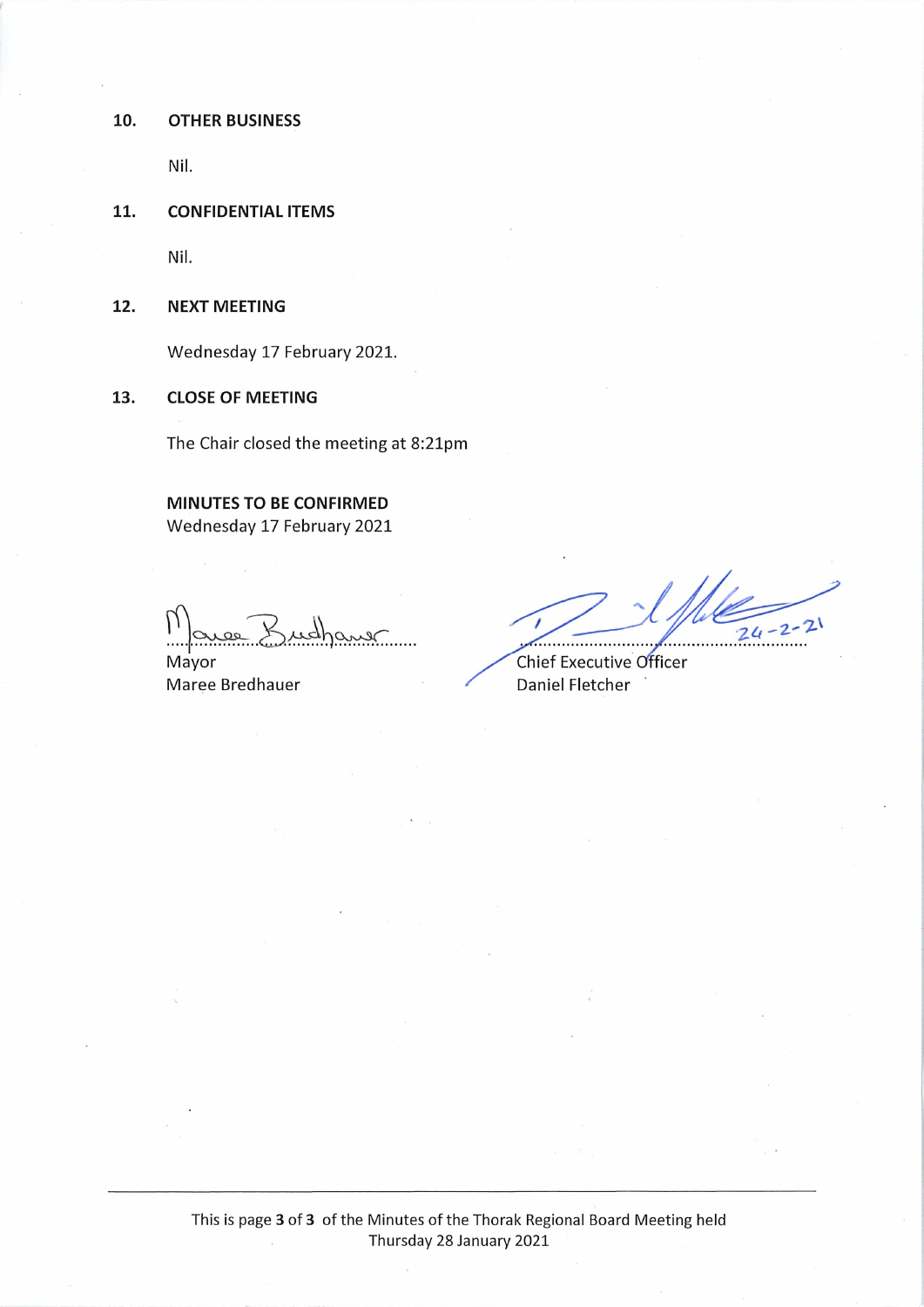## 10. OTHER BUSINESS

Nil.

## 11. CONFIDENTIAL ITEMS

Nil.

## 12. NEXT MEETING

Wednesday 17 February 2021.

## 13. CLOSE OF MEETING

The Chair closed the meeting at 8:21pm

**MINUTES TO BE CONFIRMED**
Wednesday 17 February 2021

Mayor
Maree Bredhauer

24-2-21
Chief Executive Officer
Daniel Fletcher